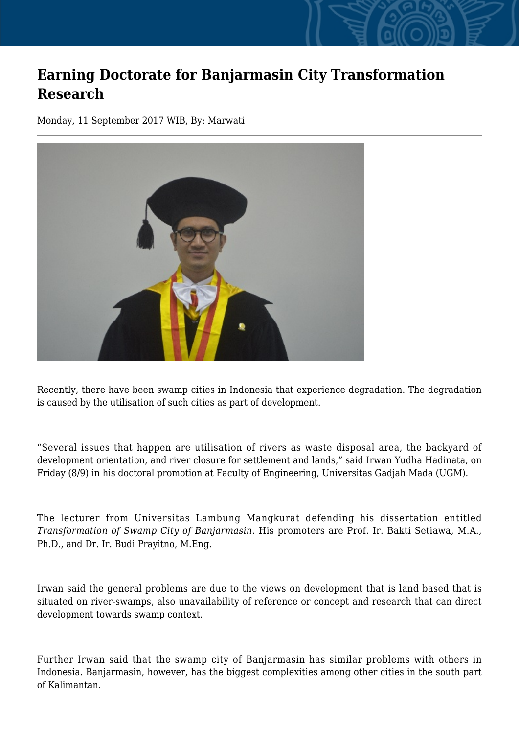# Earning Doctorate for Banjarmasin City Transformation Research

Monday, 11 September 2017 WIB, By: Marwati

Recently, there have been swamp cities in Indonesia that experience degradation. The degradation is caused by the utilisation of such cities as part of development.

"Several issues that happen are utilisation of rivers as waste disposal area, the backyard of development orientation, and river closure for settlement and lands," said Irwan Yudha Hadinata, on Friday (8/9) in his doctoral promotion at Faculty of Engineering, Universitas Gadjah Mada (UGM).

The lecturer from Universitas Lambung Mangkurat defending his dissertation entitled *Transformation of Swamp City of Banjarmasin*. His promoters are Prof. Ir. Bakti Setiawa, M.A., Ph.D., and Dr. Ir. Budi Prayitno, M.Eng.

Irwan said the general problems are due to the views on development that is land based that is situated on river-swamps, also unavailability of reference or concept and research that can direct development towards swamp context.

Further Irwan said that the swamp city of Banjarmasin has similar problems with others in Indonesia. Banjarmasin, however, has the biggest complexities among other cities in the south part of Kalimantan.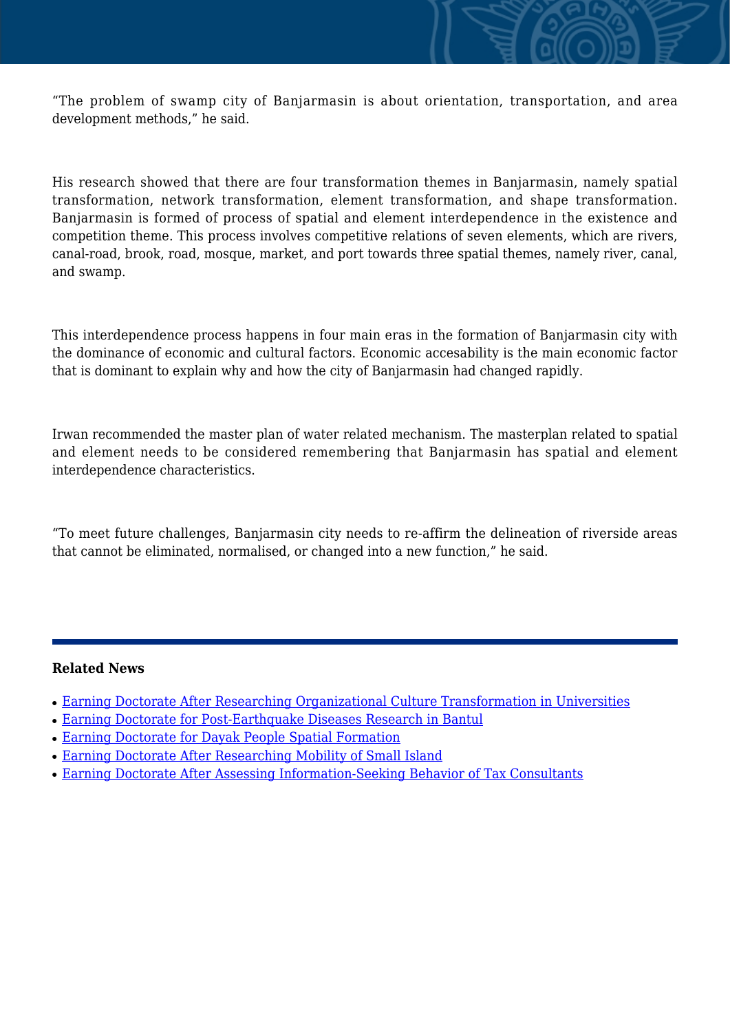“The problem of swamp city of Banjarmasin is about orientation, transportation, and area development methods,” he said.

His research showed that there are four transformation themes in Banjarmasin, namely spatial transformation, network transformation, element transformation, and shape transformation. Banjarmasin is formed of process of spatial and element interdependence in the existence and competition theme. This process involves competitive relations of seven elements, which are rivers, canal-road, brook, road, mosque, market, and port towards three spatial themes, namely river, canal, and swamp.

This interdependence process happens in four main eras in the formation of Banjarmasin city with the dominance of economic and cultural factors. Economic accesability is the main economic factor that is dominant to explain why and how the city of Banjarmasin had changed rapidly.

Irwan recommended the master plan of water related mechanism. The masterplan related to spatial and element needs to be considered remembering that Banjarmasin has spatial and element interdependence characteristics.

“To meet future challenges, Banjarmasin city needs to re-affirm the delineation of riverside areas that cannot be eliminated, normalised, or changed into a new function,” he said.

---

**Related News**

- Earning Doctorate After Researching Organizational Culture Transformation in Universities
- Earning Doctorate for Post-Earthquake Diseases Research in Bantul
- Earning Doctorate for Dayak People Spatial Formation
- Earning Doctorate After Researching Mobility of Small Island
- Earning Doctorate After Assessing Information-Seeking Behavior of Tax Consultants